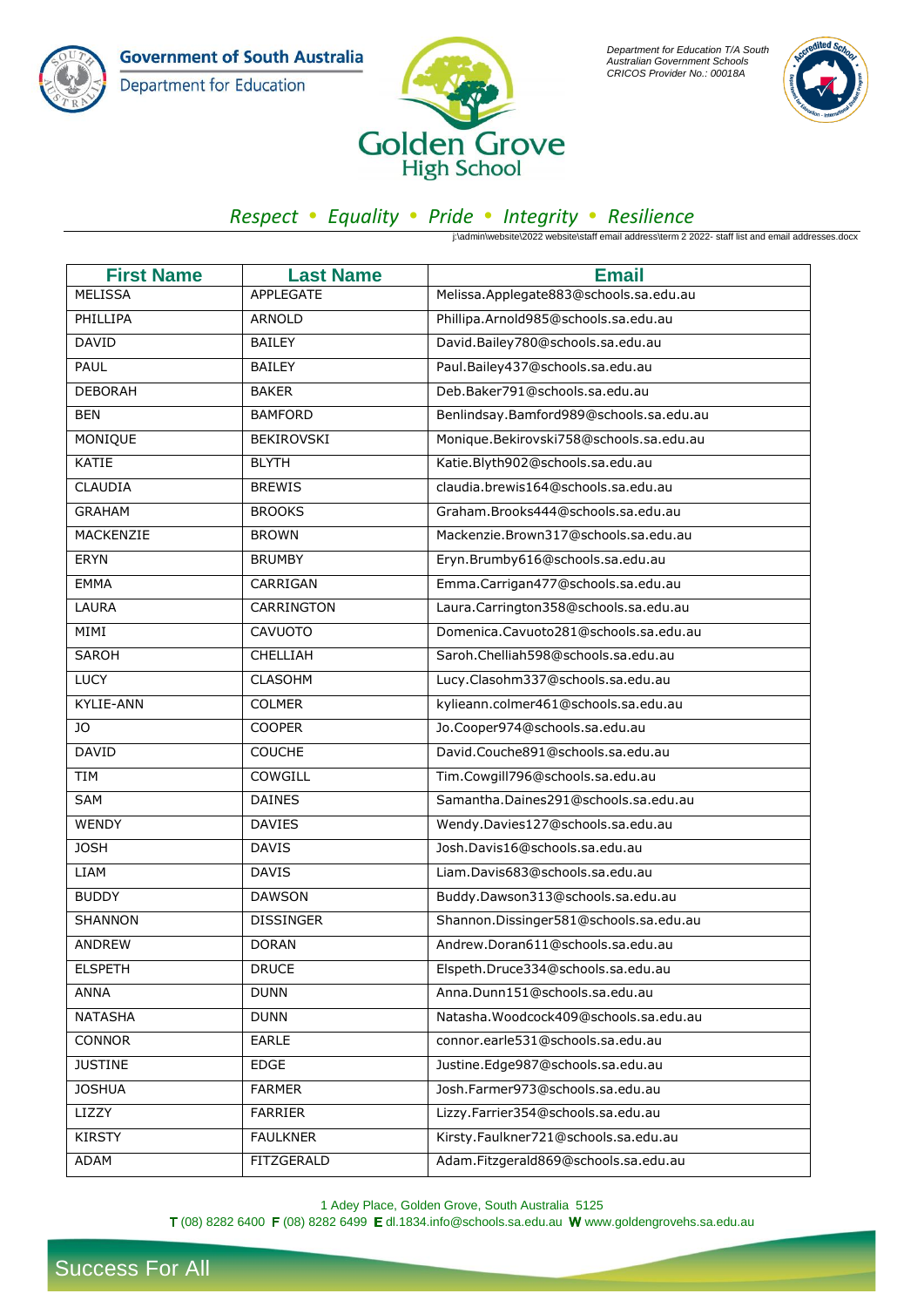Government of South Australia
Department for Education

Golden Grove High School

*Department for Education T/A South Australian Government Schools CRICOS Provider No.: 00018A*

*Respect • Equality • Pride • Integrity • Resilience*

j:\admin\website\2022 website\staff email address\term 2 2022- staff list and email addresses.docx

| First Name | Last Name | Email |
|---|---|---|
| MELISSA | APPLEGATE | Melissa.Applegate883@schools.sa.edu.au |
| PHILLIPA | ARNOLD | Phillipa.Arnold985@schools.sa.edu.au |
| DAVID | BAILEY | David.Bailey780@schools.sa.edu.au |
| PAUL | BAILEY | Paul.Bailey437@schools.sa.edu.au |
| DEBORAH | BAKER | Deb.Baker791@schools.sa.edu.au |
| BEN | BAMFORD | Benlindsay.Bamford989@schools.sa.edu.au |
| MONIQUE | BEKIROVSKI | Monique.Bekirovski758@schools.sa.edu.au |
| KATIE | BLYTH | Katie.Blyth902@schools.sa.edu.au |
| CLAUDIA | BREWIS | claudia.brewis164@schools.sa.edu.au |
| GRAHAM | BROOKS | Graham.Brooks444@schools.sa.edu.au |
| MACKENZIE | BROWN | Mackenzie.Brown317@schools.sa.edu.au |
| ERYN | BRUMBY | Eryn.Brumby616@schools.sa.edu.au |
| EMMA | CARRIGAN | Emma.Carrigan477@schools.sa.edu.au |
| LAURA | CARRINGTON | Laura.Carrington358@schools.sa.edu.au |
| MIMI | CAVUOTO | Domenica.Cavuoto281@schools.sa.edu.au |
| SAROH | CHELLIAH | Saroh.Chelliah598@schools.sa.edu.au |
| LUCY | CLASOHM | Lucy.Clasohm337@schools.sa.edu.au |
| KYLIE-ANN | COLMER | kylieann.colmer461@schools.sa.edu.au |
| JO | COOPER | Jo.Cooper974@schools.sa.edu.au |
| DAVID | COUCHE | David.Couche891@schools.sa.edu.au |
| TIM | COWGILL | Tim.Cowgill796@schools.sa.edu.au |
| SAM | DAINES | Samantha.Daines291@schools.sa.edu.au |
| WENDY | DAVIES | Wendy.Davies127@schools.sa.edu.au |
| JOSH | DAVIS | Josh.Davis16@schools.sa.edu.au |
| LIAM | DAVIS | Liam.Davis683@schools.sa.edu.au |
| BUDDY | DAWSON | Buddy.Dawson313@schools.sa.edu.au |
| SHANNON | DISSINGER | Shannon.Dissinger581@schools.sa.edu.au |
| ANDREW | DORAN | Andrew.Doran611@schools.sa.edu.au |
| ELSPETH | DRUCE | Elspeth.Druce334@schools.sa.edu.au |
| ANNA | DUNN | Anna.Dunn151@schools.sa.edu.au |
| NATASHA | DUNN | Natasha.Woodcock409@schools.sa.edu.au |
| CONNOR | EARLE | connor.earle531@schools.sa.edu.au |
| JUSTINE | EDGE | Justine.Edge987@schools.sa.edu.au |
| JOSHUA | FARMER | Josh.Farmer973@schools.sa.edu.au |
| LIZZY | FARRIER | Lizzy.Farrier354@schools.sa.edu.au |
| KIRSTY | FAULKNER | Kirsty.Faulkner721@schools.sa.edu.au |
| ADAM | FITZGERALD | Adam.Fitzgerald869@schools.sa.edu.au |

1 Adey Place, Golden Grove, South Australia 5125
**T** (08) 8282 6400 **F** (08) 8282 6499 **E** dl.1834.info@schools.sa.edu.au **W** www.goldengrovehs.sa.edu.au

Success For All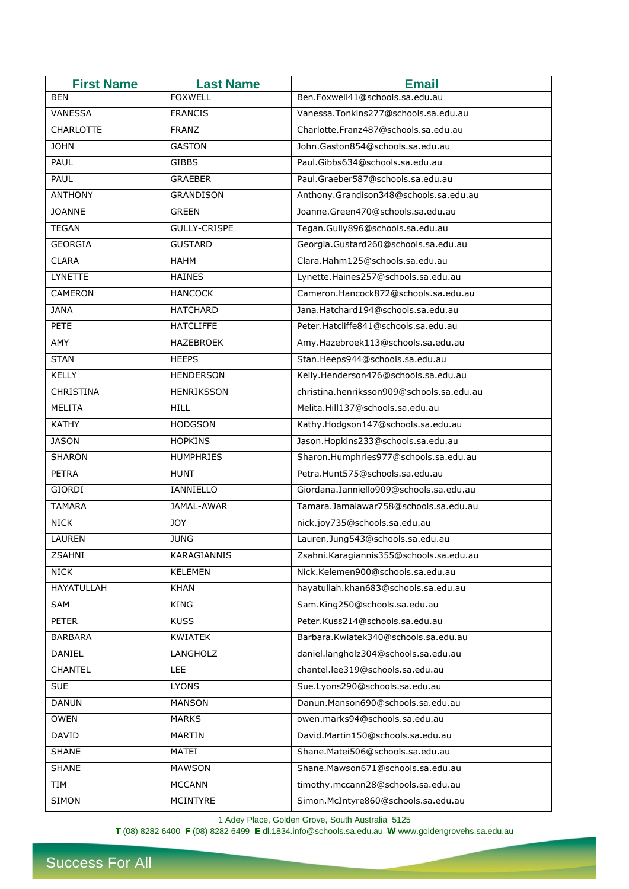| First Name | Last Name | Email |
|---|---|---|
| BEN | FOXWELL | Ben.Foxwell41@schools.sa.edu.au |
| VANESSA | FRANCIS | Vanessa.Tonkins277@schools.sa.edu.au |
| CHARLOTTE | FRANZ | Charlotte.Franz487@schools.sa.edu.au |
| JOHN | GASTON | John.Gaston854@schools.sa.edu.au |
| PAUL | GIBBS | Paul.Gibbs634@schools.sa.edu.au |
| PAUL | GRAEBER | Paul.Graeber587@schools.sa.edu.au |
| ANTHONY | GRANDISON | Anthony.Grandison348@schools.sa.edu.au |
| JOANNE | GREEN | Joanne.Green470@schools.sa.edu.au |
| TEGAN | GULLY-CRISPE | Tegan.Gully896@schools.sa.edu.au |
| GEORGIA | GUSTARD | Georgia.Gustard260@schools.sa.edu.au |
| CLARA | HAHM | Clara.Hahm125@schools.sa.edu.au |
| LYNETTE | HAINES | Lynette.Haines257@schools.sa.edu.au |
| CAMERON | HANCOCK | Cameron.Hancock872@schools.sa.edu.au |
| JANA | HATCHARD | Jana.Hatchard194@schools.sa.edu.au |
| PETE | HATCLIFFE | Peter.Hatcliffe841@schools.sa.edu.au |
| AMY | HAZEBROEK | Amy.Hazebroek113@schools.sa.edu.au |
| STAN | HEEPS | Stan.Heeps944@schools.sa.edu.au |
| KELLY | HENDERSON | Kelly.Henderson476@schools.sa.edu.au |
| CHRISTINA | HENRIKSSON | christina.henriksson909@schools.sa.edu.au |
| MELITA | HILL | Melita.Hill137@schools.sa.edu.au |
| KATHY | HODGSON | Kathy.Hodgson147@schools.sa.edu.au |
| JASON | HOPKINS | Jason.Hopkins233@schools.sa.edu.au |
| SHARON | HUMPHRIES | Sharon.Humphries977@schools.sa.edu.au |
| PETRA | HUNT | Petra.Hunt575@schools.sa.edu.au |
| GIORDI | IANNIELLO | Giordana.Ianniello909@schools.sa.edu.au |
| TAMARA | JAMAL-AWAR | Tamara.Jamalawar758@schools.sa.edu.au |
| NICK | JOY | nick.joy735@schools.sa.edu.au |
| LAUREN | JUNG | Lauren.Jung543@schools.sa.edu.au |
| ZSAHNI | KARAGIANNIS | Zsahni.Karagiannis355@schools.sa.edu.au |
| NICK | KELEMEN | Nick.Kelemen900@schools.sa.edu.au |
| HAYATULLAH | KHAN | hayatullah.khan683@schools.sa.edu.au |
| SAM | KING | Sam.King250@schools.sa.edu.au |
| PETER | KUSS | Peter.Kuss214@schools.sa.edu.au |
| BARBARA | KWIATEK | Barbara.Kwiatek340@schools.sa.edu.au |
| DANIEL | LANGHOLZ | daniel.langholz304@schools.sa.edu.au |
| CHANTEL | LEE | chantel.lee319@schools.sa.edu.au |
| SUE | LYONS | Sue.Lyons290@schools.sa.edu.au |
| DANUN | MANSON | Danun.Manson690@schools.sa.edu.au |
| OWEN | MARKS | owen.marks94@schools.sa.edu.au |
| DAVID | MARTIN | David.Martin150@schools.sa.edu.au |
| SHANE | MATEI | Shane.Matei506@schools.sa.edu.au |
| SHANE | MAWSON | Shane.Mawson671@schools.sa.edu.au |
| TIM | MCCANN | timothy.mccann28@schools.sa.edu.au |
| SIMON | MCINTYRE | Simon.McIntyre860@schools.sa.edu.au |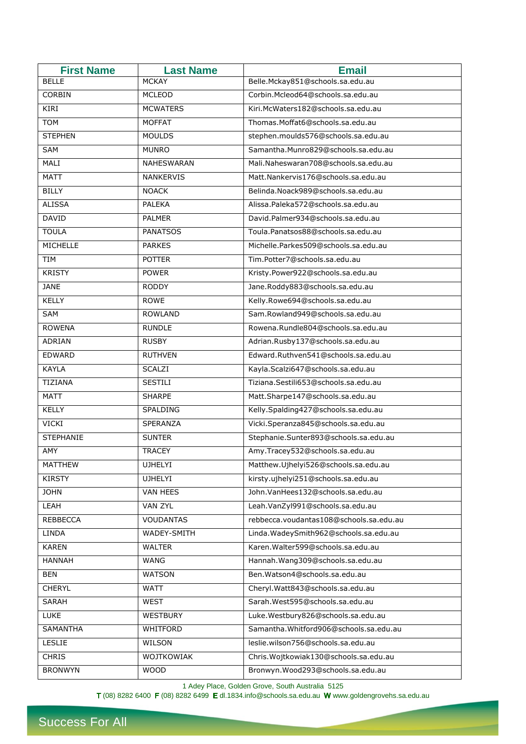| First Name | Last Name | Email |
|---|---|---|
| BELLE | MCKAY | Belle.Mckay851@schools.sa.edu.au |
| CORBIN | MCLEOD | Corbin.Mcleod64@schools.sa.edu.au |
| KIRI | MCWATERS | Kiri.McWaters182@schools.sa.edu.au |
| TOM | MOFFAT | Thomas.Moffat6@schools.sa.edu.au |
| STEPHEN | MOULDS | stephen.moulds576@schools.sa.edu.au |
| SAM | MUNRO | Samantha.Munro829@schools.sa.edu.au |
| MALI | NAHESWARAN | Mali.Naheswaran708@schools.sa.edu.au |
| MATT | NANKERVIS | Matt.Nankervis176@schools.sa.edu.au |
| BILLY | NOACK | Belinda.Noack989@schools.sa.edu.au |
| ALISSA | PALEKA | Alissa.Paleka572@schools.sa.edu.au |
| DAVID | PALMER | David.Palmer934@schools.sa.edu.au |
| TOULA | PANATSOS | Toula.Panatsos88@schools.sa.edu.au |
| MICHELLE | PARKES | Michelle.Parkes509@schools.sa.edu.au |
| TIM | POTTER | Tim.Potter7@schools.sa.edu.au |
| KRISTY | POWER | Kristy.Power922@schools.sa.edu.au |
| JANE | RODDY | Jane.Roddy883@schools.sa.edu.au |
| KELLY | ROWE | Kelly.Rowe694@schools.sa.edu.au |
| SAM | ROWLAND | Sam.Rowland949@schools.sa.edu.au |
| ROWENA | RUNDLE | Rowena.Rundle804@schools.sa.edu.au |
| ADRIAN | RUSBY | Adrian.Rusby137@schools.sa.edu.au |
| EDWARD | RUTHVEN | Edward.Ruthven541@schools.sa.edu.au |
| KAYLA | SCALZI | Kayla.Scalzi647@schools.sa.edu.au |
| TIZIANA | SESTILI | Tiziana.Sestili653@schools.sa.edu.au |
| MATT | SHARPE | Matt.Sharpe147@schools.sa.edu.au |
| KELLY | SPALDING | Kelly.Spalding427@schools.sa.edu.au |
| VICKI | SPERANZA | Vicki.Speranza845@schools.sa.edu.au |
| STEPHANIE | SUNTER | Stephanie.Sunter893@schools.sa.edu.au |
| AMY | TRACEY | Amy.Tracey532@schools.sa.edu.au |
| MATTHEW | UJHELYI | Matthew.Ujhelyi526@schools.sa.edu.au |
| KIRSTY | UJHELYI | kirsty.ujhelyi251@schools.sa.edu.au |
| JOHN | VAN HEES | John.VanHees132@schools.sa.edu.au |
| LEAH | VAN ZYL | Leah.VanZyl991@schools.sa.edu.au |
| REBBECCA | VOUDANTAS | rebbecca.voudantas108@schools.sa.edu.au |
| LINDA | WADEY-SMITH | Linda.WadeySmith962@schools.sa.edu.au |
| KAREN | WALTER | Karen.Walter599@schools.sa.edu.au |
| HANNAH | WANG | Hannah.Wang309@schools.sa.edu.au |
| BEN | WATSON | Ben.Watson4@schools.sa.edu.au |
| CHERYL | WATT | Cheryl.Watt843@schools.sa.edu.au |
| SARAH | WEST | Sarah.West595@schools.sa.edu.au |
| LUKE | WESTBURY | Luke.Westbury826@schools.sa.edu.au |
| SAMANTHA | WHITFORD | Samantha.Whitford906@schools.sa.edu.au |
| LESLIE | WILSON | leslie.wilson756@schools.sa.edu.au |
| CHRIS | WOJTKOWIAK | Chris.Wojtkowiak130@schools.sa.edu.au |
| BRONWYN | WOOD | Bronwyn.Wood293@schools.sa.edu.au |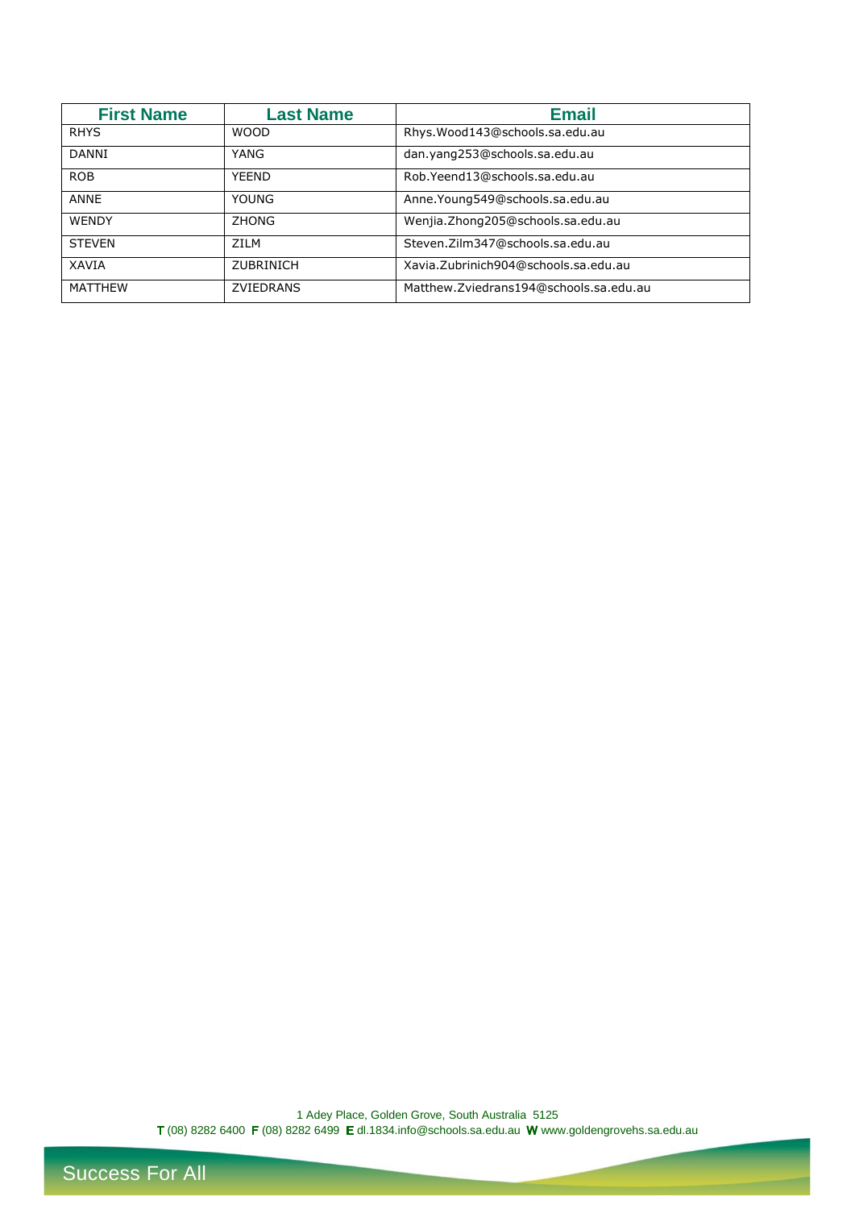| First Name | Last Name | Email |
| --- | --- | --- |
| RHYS | WOOD | Rhys.Wood143@schools.sa.edu.au |
| DANNI | YANG | dan.yang253@schools.sa.edu.au |
| ROB | YEEND | Rob.Yeend13@schools.sa.edu.au |
| ANNE | YOUNG | Anne.Young549@schools.sa.edu.au |
| WENDY | ZHONG | Wenjia.Zhong205@schools.sa.edu.au |
| STEVEN | ZILM | Steven.Zilm347@schools.sa.edu.au |
| XAVIA | ZUBRINICH | Xavia.Zubrinich904@schools.sa.edu.au |
| MATTHEW | ZVIEDRANS | Matthew.Zviedrans194@schools.sa.edu.au |